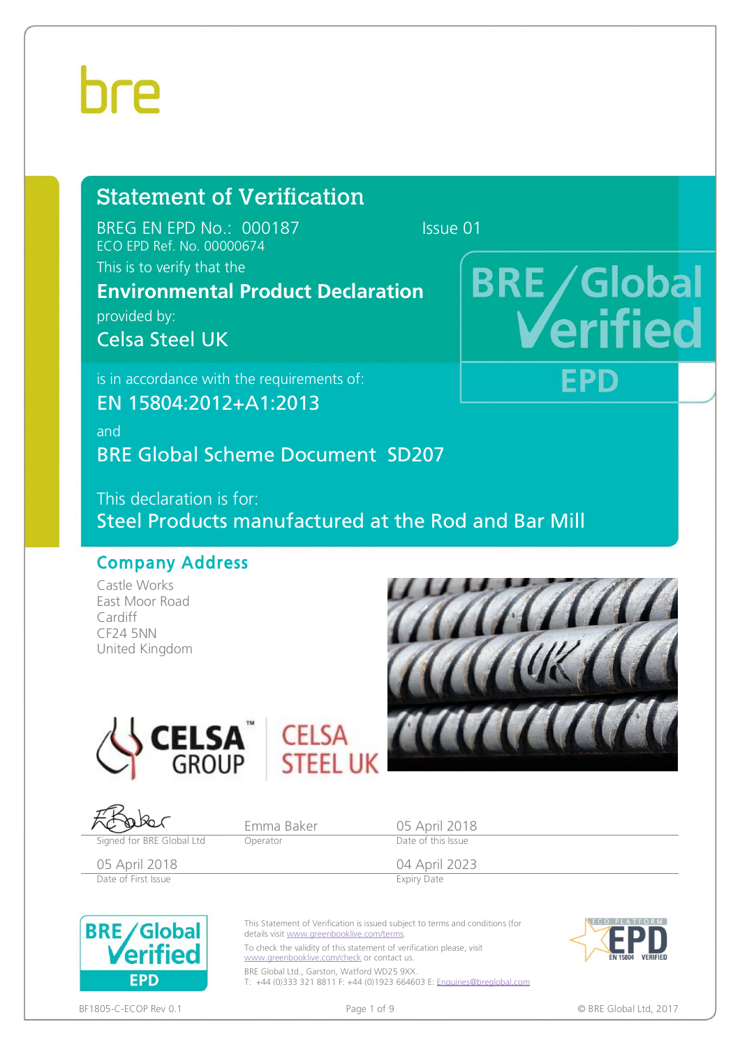bre

# Statement of Verification

BREG EN EPD No.: 000187 Issue 01

ECO EPD Ref. No. 00000674

This is to verify that the

**Environmental Product Declaration**

provided by:

**Celsa Steel UK**

is in accordance with the requirements of:

**EN 15804:2012+A1:2013**

and

**BRE Global Scheme Document SD207**

This declaration is for:

**Steel Products manufactured at the Rod and Bar Mill**

BRE Global Verified EPD

## Company Address

Castle Works
East Moor Road
Cardiff
CF24 5NN
United Kingdom

CELSA GROUP™ CELSA STEEL UK

| Signed for BRE Global Ltd | Emma Baker<br>Operator | 05 April 2018<br>Date of this Issue |
| --- | --- | --- |
| 05 April 2018<br>Date of First Issue | | 04 April 2023<br>Expiry Date |

This Statement of Verification is issued subject to terms and conditions (for details visit www.greenbooklive.com/terms.

To check the validity of this statement of verification please, visit www.greenbooklive.com/check or contact us.

BRE Global Ltd., Garston, Watford WD25 9XX.
T: +44 (0)333 321 8811 F: +44 (0)1923 664603 E: Enquiries@breglobal.com

ECO PLATFORM EPD EN 15804 VERIFIED

BF1805-C-ECOP Rev 0.1 © BRE Global Ltd, 2017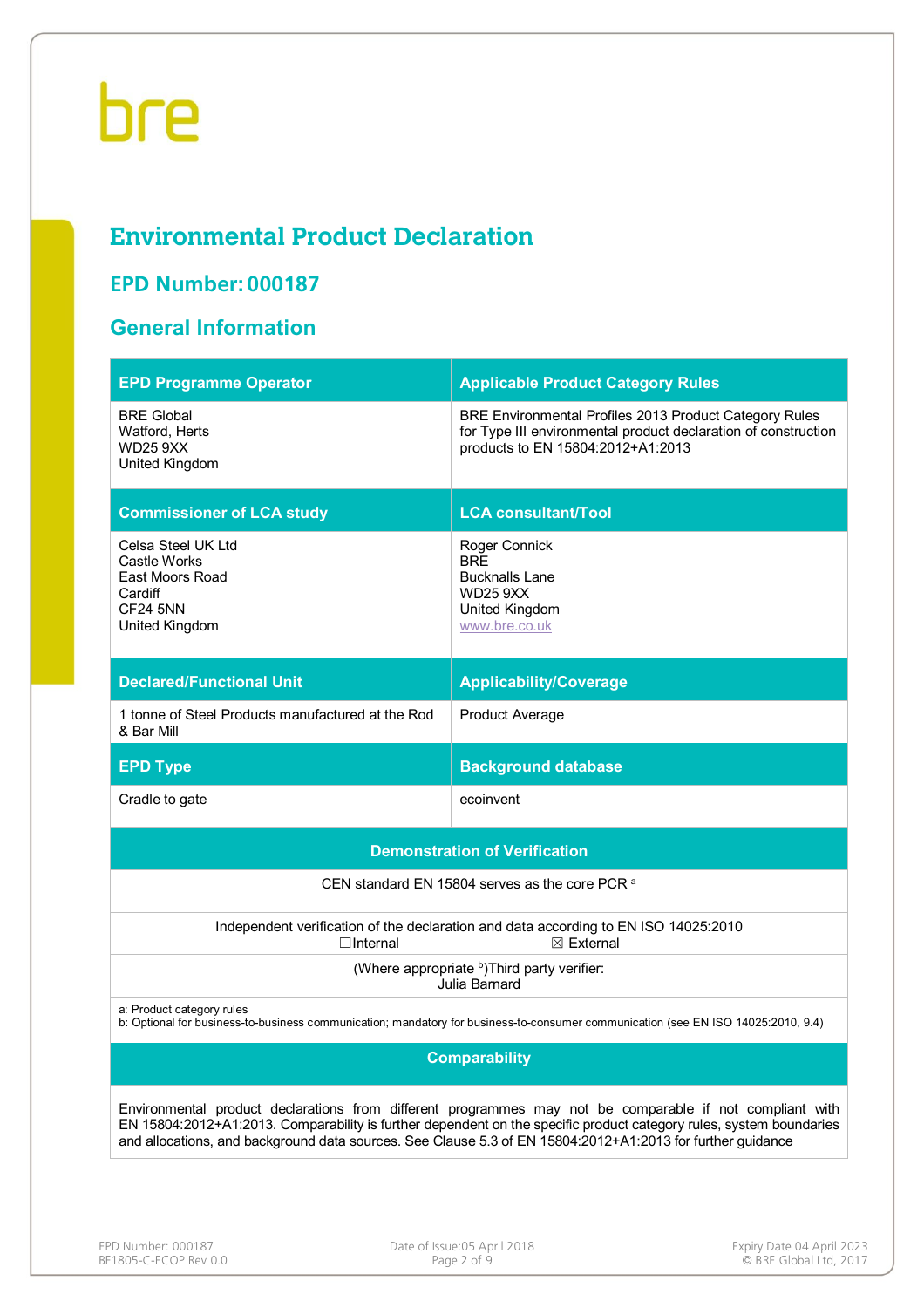bre

# Environmental Product Declaration

## EPD Number: 000187

## General Information

| EPD Programme Operator | Applicable Product Category Rules |
|---|---|
| BRE Global<br>Watford, Herts<br>WD25 9XX<br>United Kingdom | BRE Environmental Profiles 2013 Product Category Rules for Type III environmental product declaration of construction products to EN 15804:2012+A1:2013 |
| **Commissioner of LCA study** | **LCA consultant/Tool** |
| Celsa Steel UK Ltd<br>Castle Works<br>East Moors Road<br>Cardiff<br>CF24 5NN<br>United Kingdom | Roger Connick<br>BRE<br>Bucknalls Lane<br>WD25 9XX<br>United Kingdom<br>www.bre.co.uk |
| **Declared/Functional Unit** | **Applicability/Coverage** |
| 1 tonne of Steel Products manufactured at the Rod & Bar Mill | Product Average |
| **EPD Type** | **Background database** |
| Cradle to gate | ecoinvent |

| Demonstration of Verification | |
|---|---|
| CEN standard EN 15804 serves as the core PCR [a] | |
| Independent verification of the declaration and data according to EN ISO 14025:2010<br>☐Internal ☒ External | |
| (Where appropriate [b])Third party verifier:<br>Julia Barnard | |

a: Product category rules
b: Optional for business-to-business communication; mandatory for business-to-consumer communication (see EN ISO 14025:2010, 9.4)

| Comparability |
|---|
| Environmental product declarations from different programmes may not be comparable if not compliant with EN 15804:2012+A1:2013. Comparability is further dependent on the specific product category rules, system boundaries and allocations, and background data sources. See Clause 5.3 of EN 15804:2012+A1:2013 for further guidance |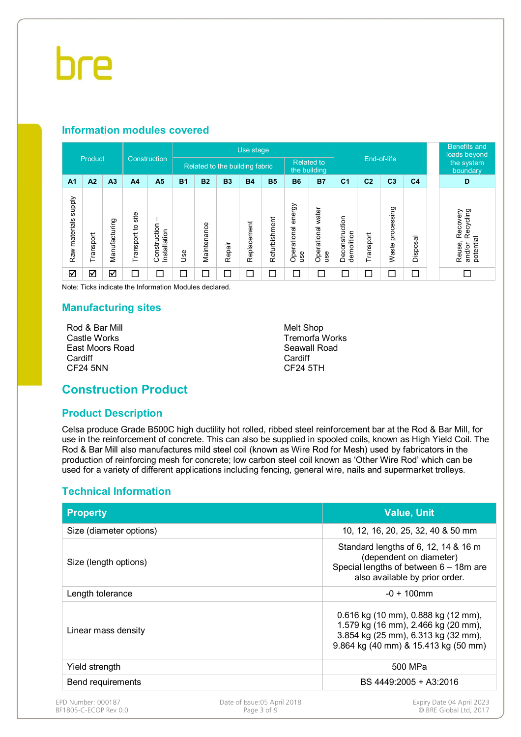## Information modules covered

| Product | | | Construction | | Use stage | | | | | | | End-of-life | | | | Benefits and loads beyond the system boundary |
|---|---|---|---|---|---|---|---|---|---|---|---|---|---|---|---|---|
| | | | | | Related to the building fabric | | | | | Related to the building | | | | | | |
| A1 | A2 | A3 | A4 | A5 | B1 | B2 | B3 | B4 | B5 | B6 | B7 | C1 | C2 | C3 | C4 | D |
| Raw materials supply | Transport | Manufacturing | Transport to site | Construction – Installation | Use | Maintenance | Repair | Replacement | Refurbishment | Operational energy use | Operational water use | Deconstruction demolition | Transport | Waste processing | Disposal | Reuse, Recovery and/or Recycling potential |
| ☑ | ☑ | ☑ | ☐ | ☐ | ☐ | ☐ | ☐ | ☐ | ☐ | ☐ | ☐ | ☐ | ☐ | ☐ | ☐ | ☐ |

Note: Ticks indicate the Information Modules declared.

## Manufacturing sites

Rod & Bar Mill
Castle Works
East Moors Road
Cardiff
CF24 5NN

Melt Shop
Tremorfa Works
Seawall Road
Cardiff
CF24 5TH

# Construction Product

## Product Description

Celsa produce Grade B500C high ductility hot rolled, ribbed steel reinforcement bar at the Rod & Bar Mill, for use in the reinforcement of concrete. This can also be supplied in spooled coils, known as High Yield Coil. The Rod & Bar Mill also manufactures mild steel coil (known as Wire Rod for Mesh) used by fabricators in the production of reinforcing mesh for concrete; low carbon steel coil known as 'Other Wire Rod' which can be used for a variety of different applications including fencing, general wire, nails and supermarket trolleys.

## Technical Information

| Property | Value, Unit |
|---|---|
| Size (diameter options) | 10, 12, 16, 20, 25, 32, 40 & 50 mm |
| Size (length options) | Standard lengths of 6, 12, 14 & 16 m (dependent on diameter) Special lengths of between 6 – 18m are also available by prior order. |
| Length tolerance | -0 + 100mm |
| Linear mass density | 0.616 kg (10 mm), 0.888 kg (12 mm), 1.579 kg (16 mm), 2.466 kg (20 mm), 3.854 kg (25 mm), 6.313 kg (32 mm), 9.864 kg (40 mm) & 15.413 kg (50 mm) |
| Yield strength | 500 MPa |
| Bend requirements | BS 4449:2005 + A3:2016 |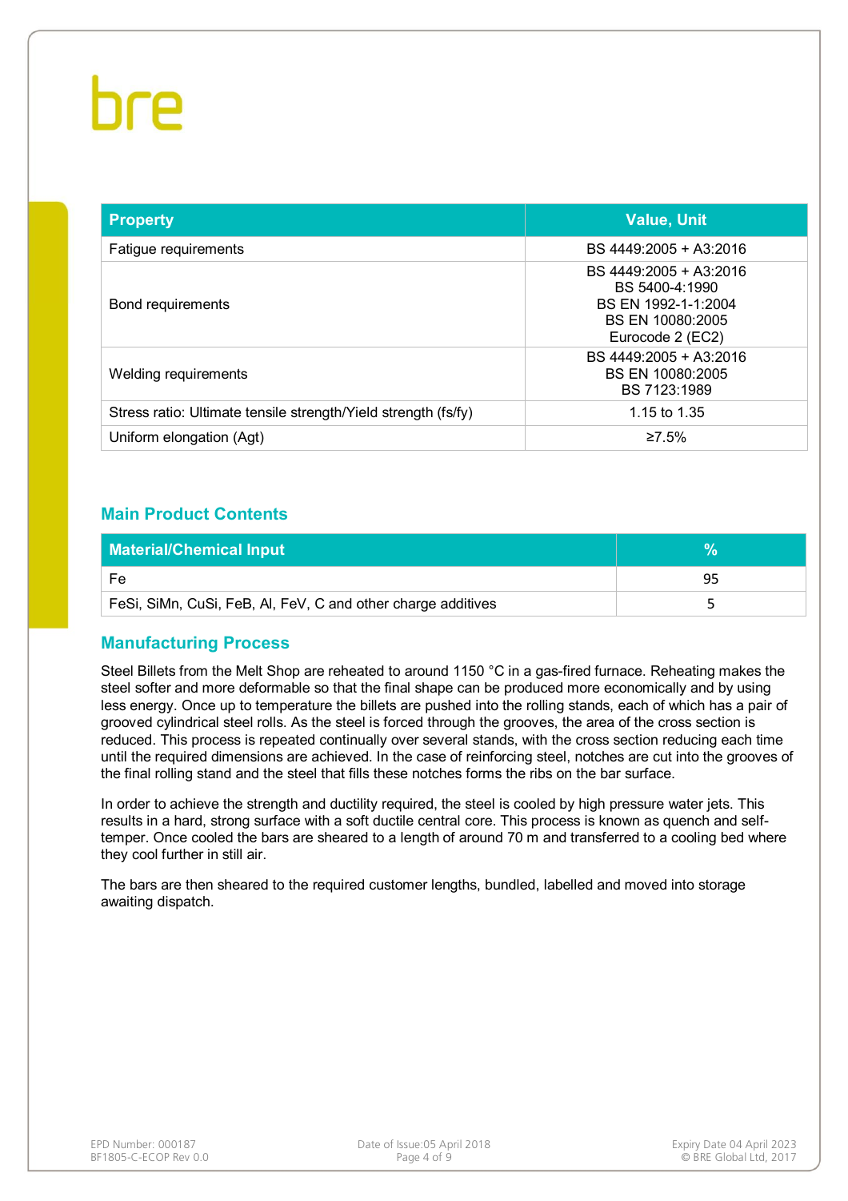| Property | Value, Unit |
|---|---|
| Fatigue requirements | BS 4449:2005 + A3:2016 |
| Bond requirements | BS 4449:2005 + A3:2016<br>BS 5400-4:1990<br>BS EN 1992-1-1:2004<br>BS EN 10080:2005<br>Eurocode 2 (EC2) |
| Welding requirements | BS 4449:2005 + A3:2016<br>BS EN 10080:2005<br>BS 7123:1989 |
| Stress ratio: Ultimate tensile strength/Yield strength (fs/fy) | 1.15 to 1.35 |
| Uniform elongation (Agt) | ≥7.5% |

## Main Product Contents

| Material/Chemical Input | % |
|---|---|
| Fe | 95 |
| FeSi, SiMn, CuSi, FeB, Al, FeV, C and other charge additives | 5 |

## Manufacturing Process

Steel Billets from the Melt Shop are reheated to around 1150 °C in a gas-fired furnace. Reheating makes the steel softer and more deformable so that the final shape can be produced more economically and by using less energy. Once up to temperature the billets are pushed into the rolling stands, each of which has a pair of grooved cylindrical steel rolls. As the steel is forced through the grooves, the area of the cross section is reduced. This process is repeated continually over several stands, with the cross section reducing each time until the required dimensions are achieved. In the case of reinforcing steel, notches are cut into the grooves of the final rolling stand and the steel that fills these notches forms the ribs on the bar surface.

In order to achieve the strength and ductility required, the steel is cooled by high pressure water jets. This results in a hard, strong surface with a soft ductile central core. This process is known as quench and self-temper. Once cooled the bars are sheared to a length of around 70 m and transferred to a cooling bed where they cool further in still air.

The bars are then sheared to the required customer lengths, bundled, labelled and moved into storage awaiting dispatch.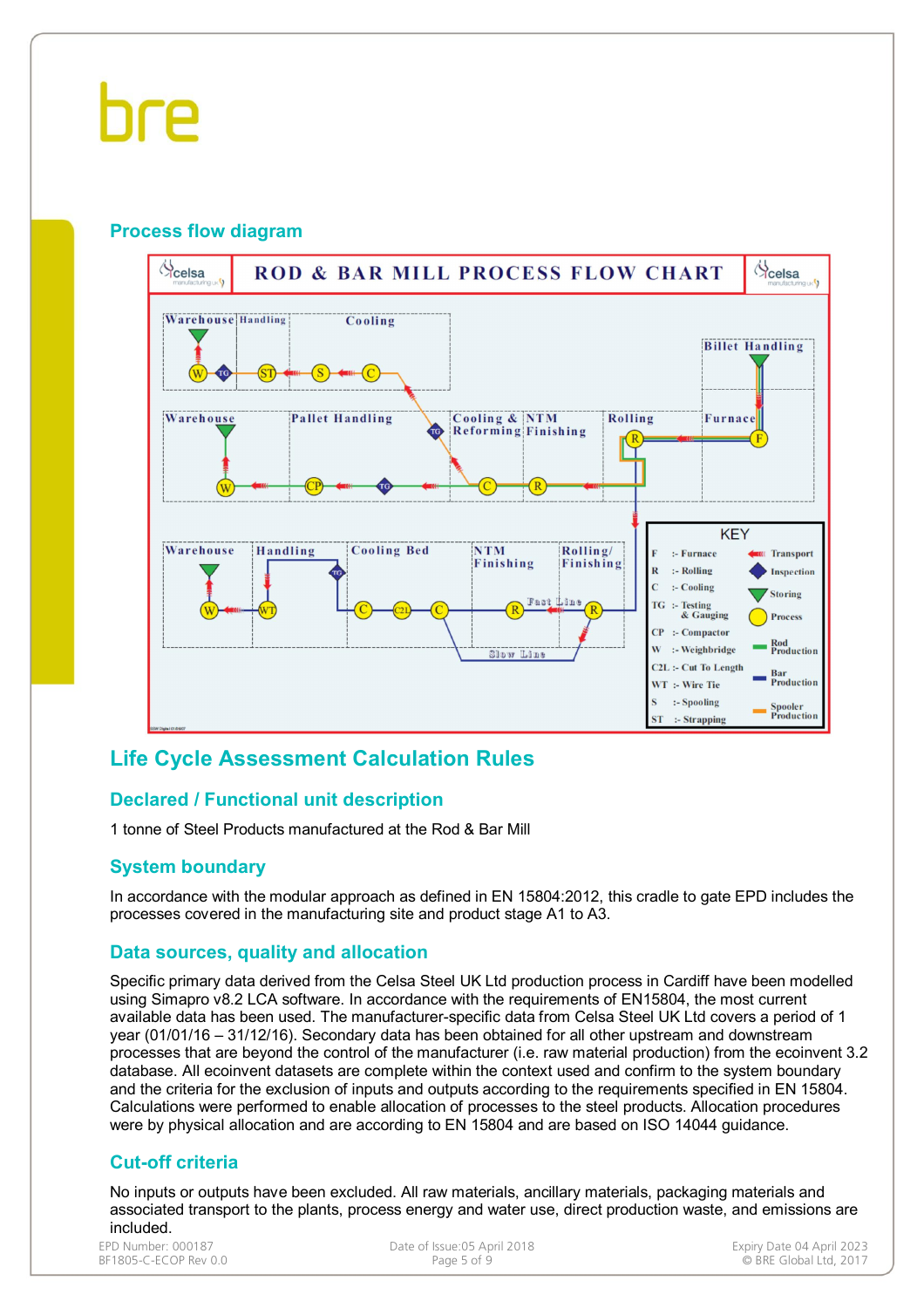## Process flow diagram

ROD & BAR MILL PROCESS FLOW CHART

KEY

- F :- Furnace
- R :- Rolling
- C :- Cooling
- TG :- Testing & Gauging
- CP :- Compactor
- W :- Weighbridge
- C2L :- Cut To Length
- WT :- Wire Tie
- S :- Spooling
- ST :- Strapping

- Transport
- Inspection
- Storing
- Process
- Rod Production
- Bar Production
- Spooler Production

# Life Cycle Assessment Calculation Rules

## Declared / Functional unit description

1 tonne of Steel Products manufactured at the Rod & Bar Mill

## System boundary

In accordance with the modular approach as defined in EN 15804:2012, this cradle to gate EPD includes the processes covered in the manufacturing site and product stage A1 to A3.

## Data sources, quality and allocation

Specific primary data derived from the Celsa Steel UK Ltd production process in Cardiff have been modelled using Simapro v8.2 LCA software. In accordance with the requirements of EN15804, the most current available data has been used. The manufacturer-specific data from Celsa Steel UK Ltd covers a period of 1 year (01/01/16 – 31/12/16). Secondary data has been obtained for all other upstream and downstream processes that are beyond the control of the manufacturer (i.e. raw material production) from the ecoinvent 3.2 database. All ecoinvent datasets are complete within the context used and confirm to the system boundary and the criteria for the exclusion of inputs and outputs according to the requirements specified in EN 15804. Calculations were performed to enable allocation of processes to the steel products. Allocation procedures were by physical allocation and are according to EN 15804 and are based on ISO 14044 guidance.

## Cut-off criteria

No inputs or outputs have been excluded. All raw materials, ancillary materials, packaging materials and associated transport to the plants, process energy and water use, direct production waste, and emissions are included.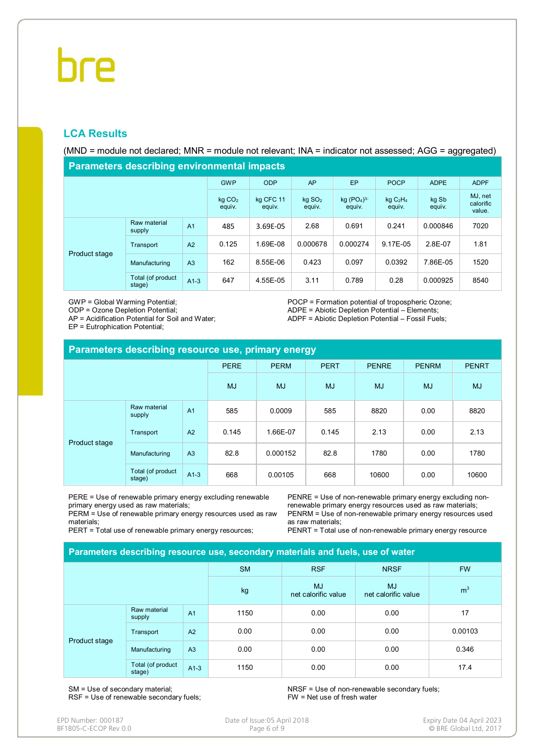## LCA Results

(MND = module not declared; MNR = module not relevant; INA = indicator not assessed; AGG = aggregated)

### Parameters describing environmental impacts

| | | | GWP | ODP | AP | EP | POCP | ADPE | ADPF |
|---|---|---|---|---|---|---|---|---|---|
| | | | kg $CO_2$ equiv. | kg CFC 11 equiv. | kg $SO_2$ equiv. | kg $(PO_4)^{3-}$ equiv. | kg $C_2H_4$ equiv. | kg Sb equiv. | MJ, net calorific value. |
| Product stage | Raw material supply | A1 | 485 | 3.69E-05 | 2.68 | 0.691 | 0.241 | 0.000846 | 7020 |
| | Transport | A2 | 0.125 | 1.69E-08 | 0.000678 | 0.000274 | 9.17E-05 | 2.8E-07 | 1.81 |
| | Manufacturing | A3 | 162 | 8.55E-06 | 0.423 | 0.097 | 0.0392 | 7.86E-05 | 1520 |
| | Total (of product stage) | A1-3 | 647 | 4.55E-05 | 3.11 | 0.789 | 0.28 | 0.000925 | 8540 |

GWP = Global Warming Potential;
ODP = Ozone Depletion Potential;
AP = Acidification Potential for Soil and Water;
EP = Eutrophication Potential;
POCP = Formation potential of tropospheric Ozone;
ADPE = Abiotic Depletion Potential – Elements;
ADPF = Abiotic Depletion Potential – Fossil Fuels;

### Parameters describing resource use, primary energy

| | | | PERE | PERM | PERT | PENRE | PENRM | PENRT |
|---|---|---|---|---|---|---|---|---|
| | | | MJ | MJ | MJ | MJ | MJ | MJ |
| Product stage | Raw material supply | A1 | 585 | 0.0009 | 585 | 8820 | 0.00 | 8820 |
| | Transport | A2 | 0.145 | 1.66E-07 | 0.145 | 2.13 | 0.00 | 2.13 |
| | Manufacturing | A3 | 82.8 | 0.000152 | 82.8 | 1780 | 0.00 | 1780 |
| | Total (of product stage) | A1-3 | 668 | 0.00105 | 668 | 10600 | 0.00 | 10600 |

PERE = Use of renewable primary energy excluding renewable primary energy used as raw materials;
PERM = Use of renewable primary energy resources used as raw materials;
PERT = Total use of renewable primary energy resources;
PENRE = Use of non-renewable primary energy excluding non-renewable primary energy resources used as raw materials;
PENRM = Use of non-renewable primary energy resources used as raw materials;
PENRT = Total use of non-renewable primary energy resource

### Parameters describing resource use, secondary materials and fuels, use of water

| | | | SM | RSF | NRSF | FW |
|---|---|---|---|---|---|---|
| | | | kg | MJ net calorific value | MJ net calorific value | $m^3$ |
| Product stage | Raw material supply | A1 | 1150 | 0.00 | 0.00 | 17 |
| | Transport | A2 | 0.00 | 0.00 | 0.00 | 0.00103 |
| | Manufacturing | A3 | 0.00 | 0.00 | 0.00 | 0.346 |
| | Total (of product stage) | A1-3 | 1150 | 0.00 | 0.00 | 17.4 |

SM = Use of secondary material;
RSF = Use of renewable secondary fuels;
NRSF = Use of non-renewable secondary fuels;
FW = Net use of fresh water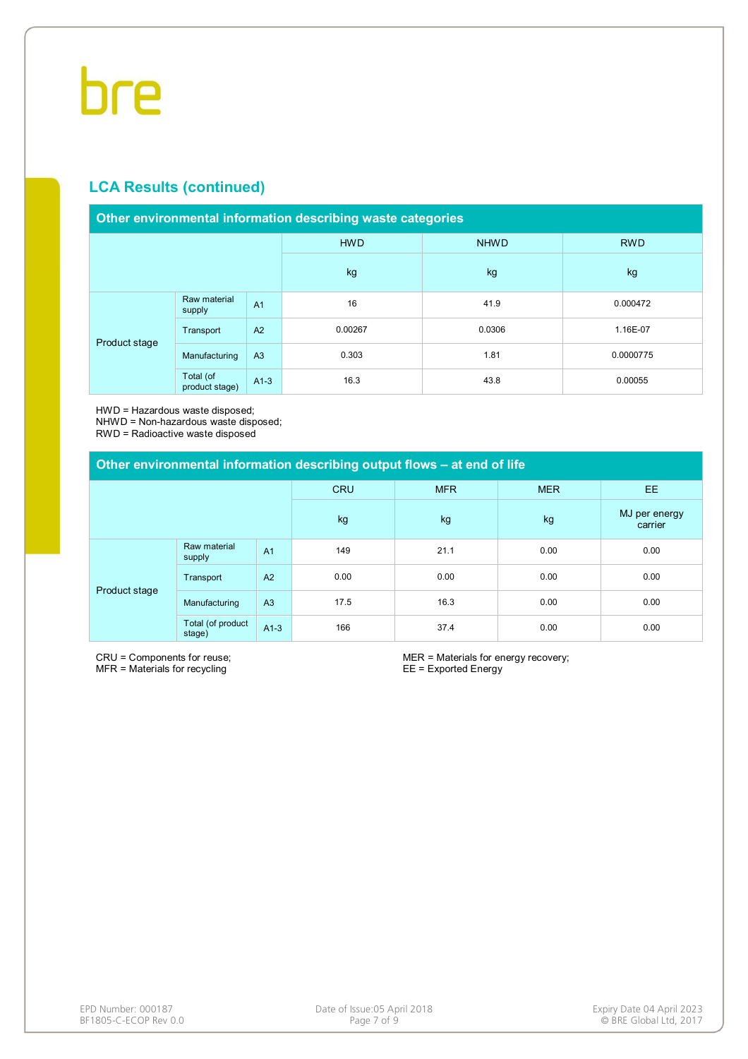## LCA Results (continued)

| Other environmental information describing waste categories | | | | | |
|---|---|---|---|---|---|
| | | | HWD | NHWD | RWD |
| | | | kg | kg | kg |
| Product stage | Raw material supply | A1 | 16 | 41.9 | 0.000472 |
| | Transport | A2 | 0.00267 | 0.0306 | 1.16E-07 |
| | Manufacturing | A3 | 0.303 | 1.81 | 0.0000775 |
| | Total (of product stage) | A1-3 | 16.3 | 43.8 | 0.00055 |

HWD = Hazardous waste disposed;
NHWD = Non-hazardous waste disposed;
RWD = Radioactive waste disposed

| Other environmental information describing output flows – at end of life | | | | | | |
|---|---|---|---|---|---|---|
| | | | CRU | MFR | MER | EE |
| | | | kg | kg | kg | MJ per energy carrier |
| Product stage | Raw material supply | A1 | 149 | 21.1 | 0.00 | 0.00 |
| | Transport | A2 | 0.00 | 0.00 | 0.00 | 0.00 |
| | Manufacturing | A3 | 17.5 | 16.3 | 0.00 | 0.00 |
| | Total (of product stage) | A1-3 | 166 | 37.4 | 0.00 | 0.00 |

CRU = Components for reuse;
MFR = Materials for recycling
MER = Materials for energy recovery;
EE = Exported Energy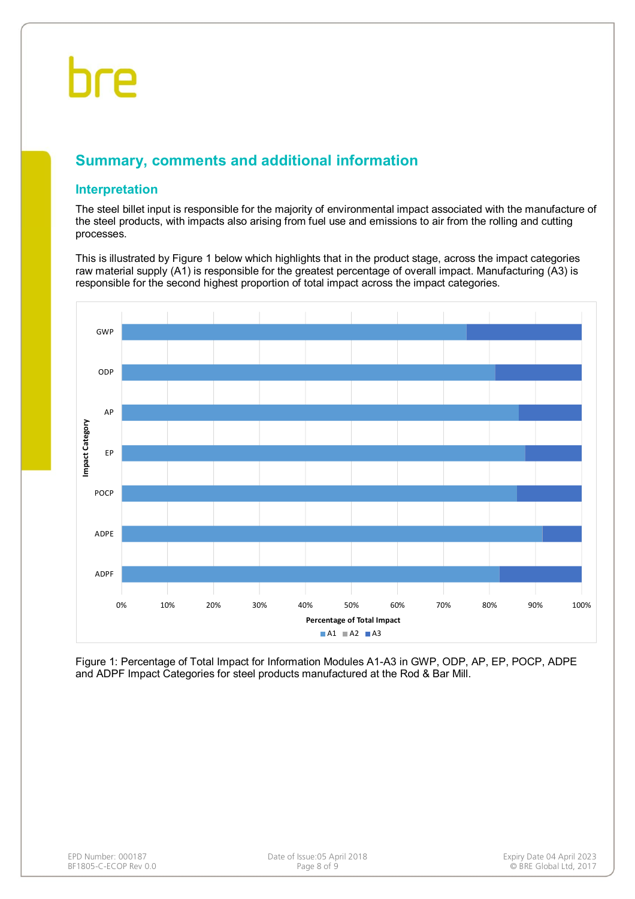## Summary, comments and additional information

### Interpretation

The steel billet input is responsible for the majority of environmental impact associated with the manufacture of the steel products, with impacts also arising from fuel use and emissions to air from the rolling and cutting processes.

This is illustrated by Figure 1 below which highlights that in the product stage, across the impact categories raw material supply (A1) is responsible for the greatest percentage of overall impact. Manufacturing (A3) is responsible for the second highest proportion of total impact across the impact categories.

Figure 1: Percentage of Total Impact for Information Modules A1-A3 in GWP, ODP, AP, EP, POCP, ADPE and ADPF Impact Categories for steel products manufactured at the Rod & Bar Mill.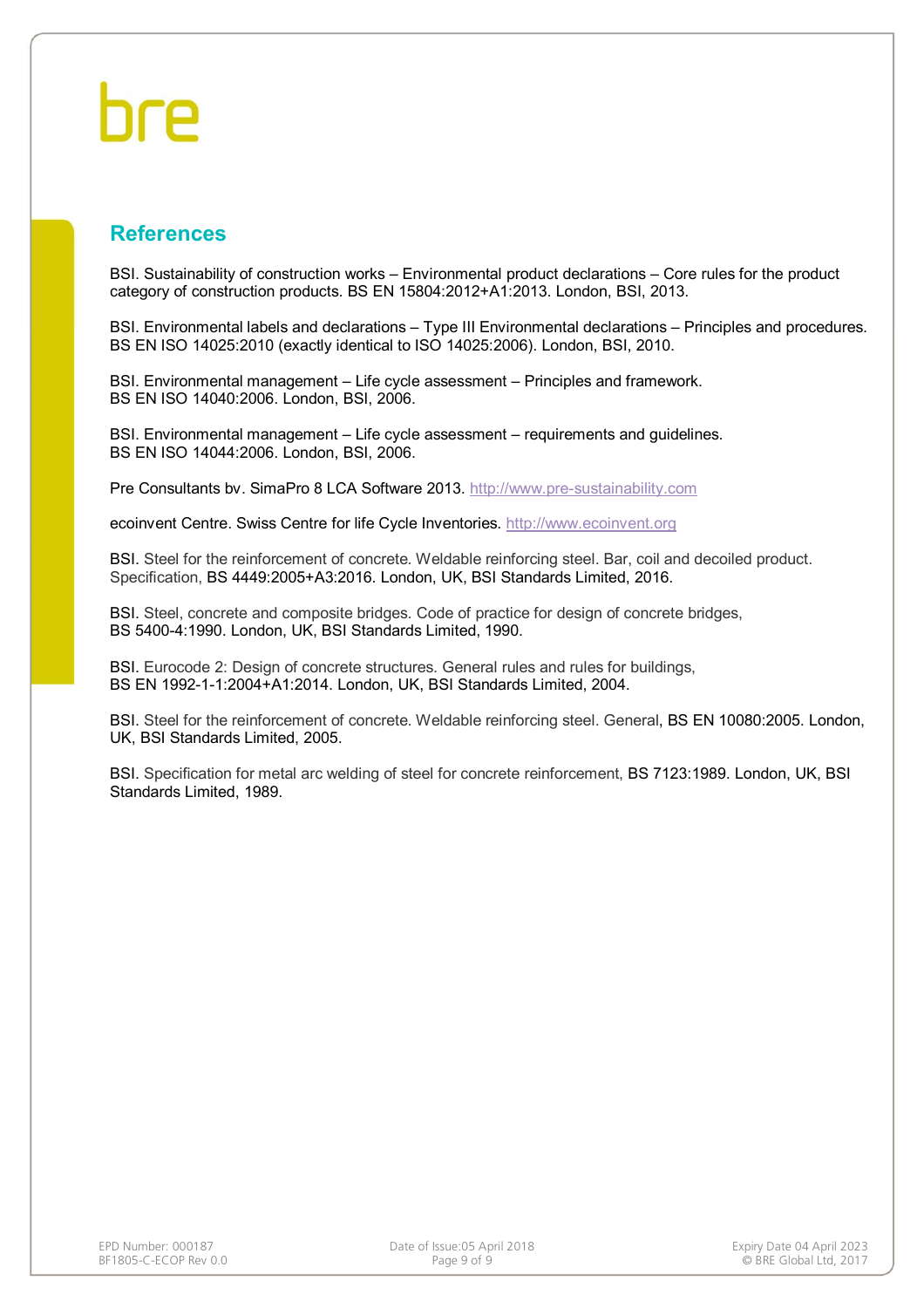## References

BSI. Sustainability of construction works – Environmental product declarations – Core rules for the product category of construction products. BS EN 15804:2012+A1:2013. London, BSI, 2013.

BSI. Environmental labels and declarations – Type III Environmental declarations – Principles and procedures. BS EN ISO 14025:2010 (exactly identical to ISO 14025:2006). London, BSI, 2010.

BSI. Environmental management – Life cycle assessment – Principles and framework. BS EN ISO 14040:2006. London, BSI, 2006.

BSI. Environmental management – Life cycle assessment – requirements and guidelines. BS EN ISO 14044:2006. London, BSI, 2006.

Pre Consultants bv. SimaPro 8 LCA Software 2013. http://www.pre-sustainability.com

ecoinvent Centre. Swiss Centre for life Cycle Inventories. http://www.ecoinvent.org

BSI. Steel for the reinforcement of concrete. Weldable reinforcing steel. Bar, coil and decoiled product. Specification, BS 4449:2005+A3:2016. London, UK, BSI Standards Limited, 2016.

BSI. Steel, concrete and composite bridges. Code of practice for design of concrete bridges, BS 5400-4:1990. London, UK, BSI Standards Limited, 1990.

BSI. Eurocode 2: Design of concrete structures. General rules and rules for buildings, BS EN 1992-1-1:2004+A1:2014. London, UK, BSI Standards Limited, 2004.

BSI. Steel for the reinforcement of concrete. Weldable reinforcing steel. General, BS EN 10080:2005. London, UK, BSI Standards Limited, 2005.

BSI. Specification for metal arc welding of steel for concrete reinforcement, BS 7123:1989. London, UK, BSI Standards Limited, 1989.